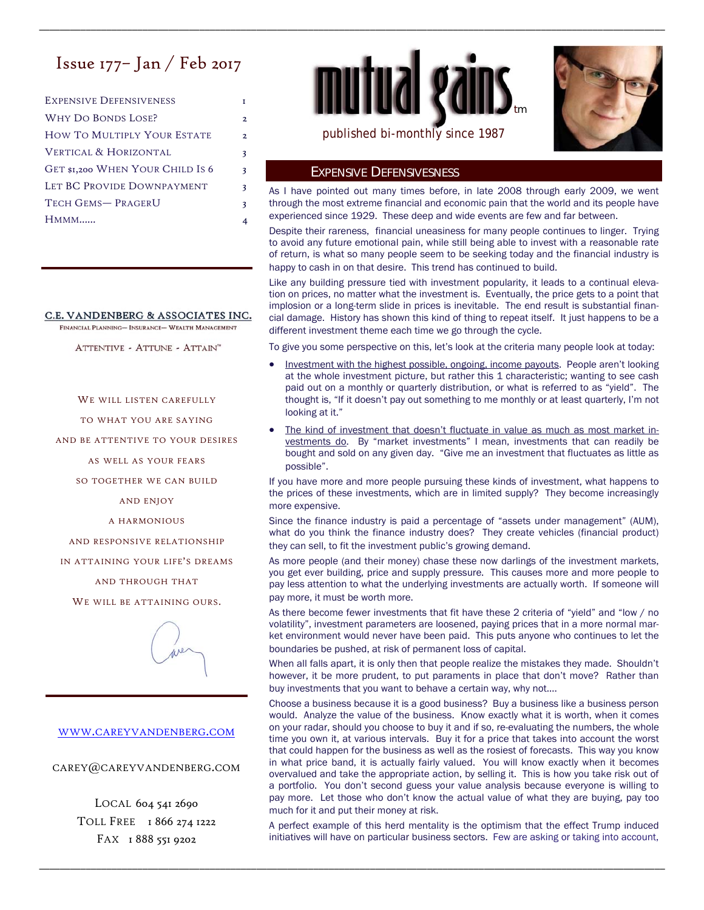# Issue 177– Jan / Feb 2017

| | |
|---|---|
| Expensive Defensiveness | 1 |
| Why Do Bonds Lose? | 2 |
| How To Multiply Your Estate | 2 |
| Vertical & Horizontal | 3 |
| Get $1,200 When Your Child Is 6 | 3 |
| Let BC Provide Downpayment | 3 |
| Tech Gems— PragerU | 3 |
| Hmmm…… | 4 |

**C.E. VANDENBERG & ASSOCIATES INC.**

Financial Planning— Insurance— Wealth Management

Attentive - Attune - Attain™

We will listen carefully
to what you are saying
and be attentive to your desires
as well as your fears
so together we can build
and enjoy
a harmonious
and responsive relationship
in attaining your life's dreams
and through that
We will be attaining ours.

www.careyvandenberg.com

carey@careyvandenberg.com

Local 604 541 2690
Toll Free 1 866 274 1222
Fax 1 888 551 9202

# mutual gains™

published bi-monthly since 1987

## Expensive Defensiveness

As I have pointed out many times before, in late 2008 through early 2009, we went through the most extreme financial and economic pain that the world and its people have experienced since 1929. These deep and wide events are few and far between.

Despite their rareness, financial uneasiness for many people continues to linger. Trying to avoid any future emotional pain, while still being able to invest with a reasonable rate of return, is what so many people seem to be seeking today and the financial industry is happy to cash in on that desire. This trend has continued to build.

Like any building pressure tied with investment popularity, it leads to a continual elevation on prices, no matter what the investment is. Eventually, the price gets to a point that implosion or a long-term slide in prices is inevitable. The end result is substantial financial damage. History has shown this kind of thing to repeat itself. It just happens to be a different investment theme each time we go through the cycle.

To give you some perspective on this, let's look at the criteria many people look at today:

- Investment with the highest possible, ongoing, income payouts. People aren't looking at the whole investment picture, but rather this 1 characteristic; wanting to see cash paid out on a monthly or quarterly distribution, or what is referred to as "yield". The thought is, "If it doesn't pay out something to me monthly or at least quarterly, I'm not looking at it."
- The kind of investment that doesn't fluctuate in value as much as most market investments do. By "market investments" I mean, investments that can readily be bought and sold on any given day. "Give me an investment that fluctuates as little as possible".

If you have more and more people pursuing these kinds of investment, what happens to the prices of these investments, which are in limited supply? They become increasingly more expensive.

Since the finance industry is paid a percentage of "assets under management" (AUM), what do you think the finance industry does? They create vehicles (financial product) they can sell, to fit the investment public's growing demand.

As more people (and their money) chase these now darlings of the investment markets, you get ever building, price and supply pressure. This causes more and more people to pay less attention to what the underlying investments are actually worth. If someone will pay more, it must be worth more.

As there become fewer investments that fit have these 2 criteria of "yield" and "low / no volatility", investment parameters are loosened, paying prices that in a more normal market environment would never have been paid. This puts anyone who continues to let the boundaries be pushed, at risk of permanent loss of capital.

When all falls apart, it is only then that people realize the mistakes they made. Shouldn't however, it be more prudent, to put paraments in place that don't move? Rather than buy investments that you want to behave a certain way, why not….

Choose a business because it is a good business? Buy a business like a business person would. Analyze the value of the business. Know exactly what it is worth, when it comes on your radar, should you choose to buy it and if so, re-evaluating the numbers, the whole time you own it, at various intervals. Buy it for a price that takes into account the worst that could happen for the business as well as the rosiest of forecasts. This way you know in what price band, it is actually fairly valued. You will know exactly when it becomes overvalued and take the appropriate action, by selling it. This is how you take risk out of a portfolio. You don't second guess your value analysis because everyone is willing to pay more. Let those who don't know the actual value of what they are buying, pay too much for it and put their money at risk.

A perfect example of this herd mentality is the optimism that the effect Trump induced initiatives will have on particular business sectors. Few are asking or taking into account,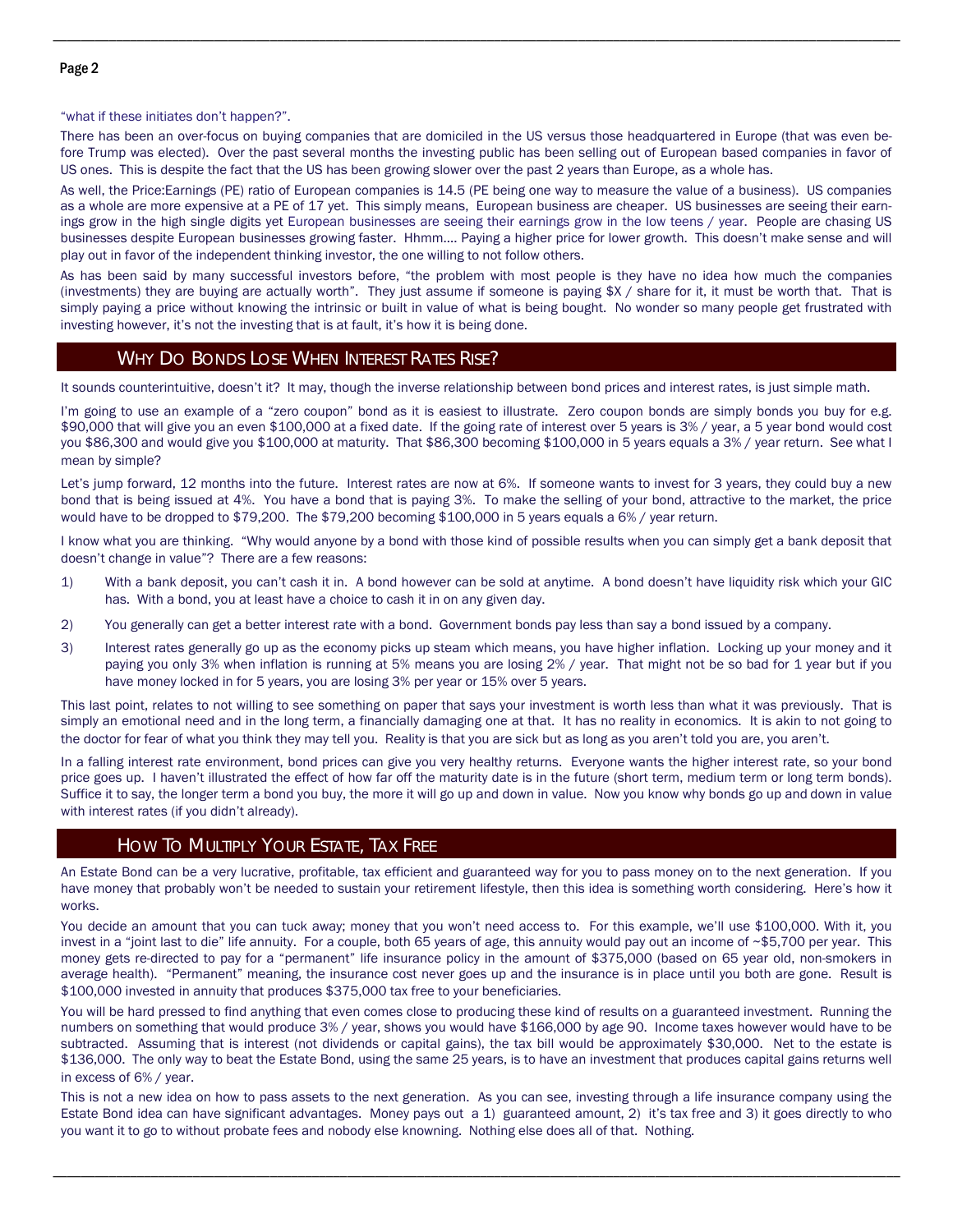"what if these initiates don't happen?".

There has been an over-focus on buying companies that are domiciled in the US versus those headquartered in Europe (that was even before Trump was elected). Over the past several months the investing public has been selling out of European based companies in favor of US ones. This is despite the fact that the US has been growing slower over the past 2 years than Europe, as a whole has.

As well, the Price:Earnings (PE) ratio of European companies is 14.5 (PE being one way to measure the value of a business). US companies as a whole are more expensive at a PE of 17 yet. This simply means, European business are cheaper. US businesses are seeing their earnings grow in the high single digits yet European businesses are seeing their earnings grow in the low teens / year. People are chasing US businesses despite European businesses growing faster. Hhmm…. Paying a higher price for lower growth. This doesn't make sense and will play out in favor of the independent thinking investor, the one willing to not follow others.

As has been said by many successful investors before, "the problem with most people is they have no idea how much the companies (investments) they are buying are actually worth". They just assume if someone is paying $X / share for it, it must be worth that. That is simply paying a price without knowing the intrinsic or built in value of what is being bought. No wonder so many people get frustrated with investing however, it's not the investing that is at fault, it's how it is being done.

## Why Do Bonds Lose When Interest Rates Rise?

It sounds counterintuitive, doesn't it? It may, though the inverse relationship between bond prices and interest rates, is just simple math.

I'm going to use an example of a "zero coupon" bond as it is easiest to illustrate. Zero coupon bonds are simply bonds you buy for e.g. $90,000 that will give you an even $100,000 at a fixed date. If the going rate of interest over 5 years is 3% / year, a 5 year bond would cost you $86,300 and would give you $100,000 at maturity. That $86,300 becoming $100,000 in 5 years equals a 3% / year return. See what I mean by simple?

Let's jump forward, 12 months into the future. Interest rates are now at 6%. If someone wants to invest for 3 years, they could buy a new bond that is being issued at 4%. You have a bond that is paying 3%. To make the selling of your bond, attractive to the market, the price would have to be dropped to $79,200. The $79,200 becoming $100,000 in 5 years equals a 6% / year return.

I know what you are thinking. "Why would anyone by a bond with those kind of possible results when you can simply get a bank deposit that doesn't change in value"? There are a few reasons:

1) With a bank deposit, you can't cash it in. A bond however can be sold at anytime. A bond doesn't have liquidity risk which your GIC has. With a bond, you at least have a choice to cash it in on any given day.
2) You generally can get a better interest rate with a bond. Government bonds pay less than say a bond issued by a company.
3) Interest rates generally go up as the economy picks up steam which means, you have higher inflation. Locking up your money and it paying you only 3% when inflation is running at 5% means you are losing 2% / year. That might not be so bad for 1 year but if you have money locked in for 5 years, you are losing 3% per year or 15% over 5 years.

This last point, relates to not willing to see something on paper that says your investment is worth less than what it was previously. That is simply an emotional need and in the long term, a financially damaging one at that. It has no reality in economics. It is akin to not going to the doctor for fear of what you think they may tell you. Reality is that you are sick but as long as you aren't told you are, you aren't.

In a falling interest rate environment, bond prices can give you very healthy returns. Everyone wants the higher interest rate, so your bond price goes up. I haven't illustrated the effect of how far off the maturity date is in the future (short term, medium term or long term bonds). Suffice it to say, the longer term a bond you buy, the more it will go up and down in value. Now you know why bonds go up and down in value with interest rates (if you didn't already).

## How To Multiply Your Estate, Tax Free

An Estate Bond can be a very lucrative, profitable, tax efficient and guaranteed way for you to pass money on to the next generation. If you have money that probably won't be needed to sustain your retirement lifestyle, then this idea is something worth considering. Here's how it works.

You decide an amount that you can tuck away; money that you won't need access to. For this example, we'll use $100,000. With it, you invest in a "joint last to die" life annuity. For a couple, both 65 years of age, this annuity would pay out an income of ~$5,700 per year. This money gets re-directed to pay for a "permanent" life insurance policy in the amount of $375,000 (based on 65 year old, non-smokers in average health). "Permanent" meaning, the insurance cost never goes up and the insurance is in place until you both are gone. Result is $100,000 invested in annuity that produces $375,000 tax free to your beneficiaries.

You will be hard pressed to find anything that even comes close to producing these kind of results on a guaranteed investment. Running the numbers on something that would produce 3% / year, shows you would have $166,000 by age 90. Income taxes however would have to be subtracted. Assuming that is interest (not dividends or capital gains), the tax bill would be approximately $30,000. Net to the estate is $136,000. The only way to beat the Estate Bond, using the same 25 years, is to have an investment that produces capital gains returns well in excess of 6% / year.

This is not a new idea on how to pass assets to the next generation. As you can see, investing through a life insurance company using the Estate Bond idea can have significant advantages. Money pays out a 1) guaranteed amount, 2) it's tax free and 3) it goes directly to who you want it to go to without probate fees and nobody else knowning. Nothing else does all of that. Nothing.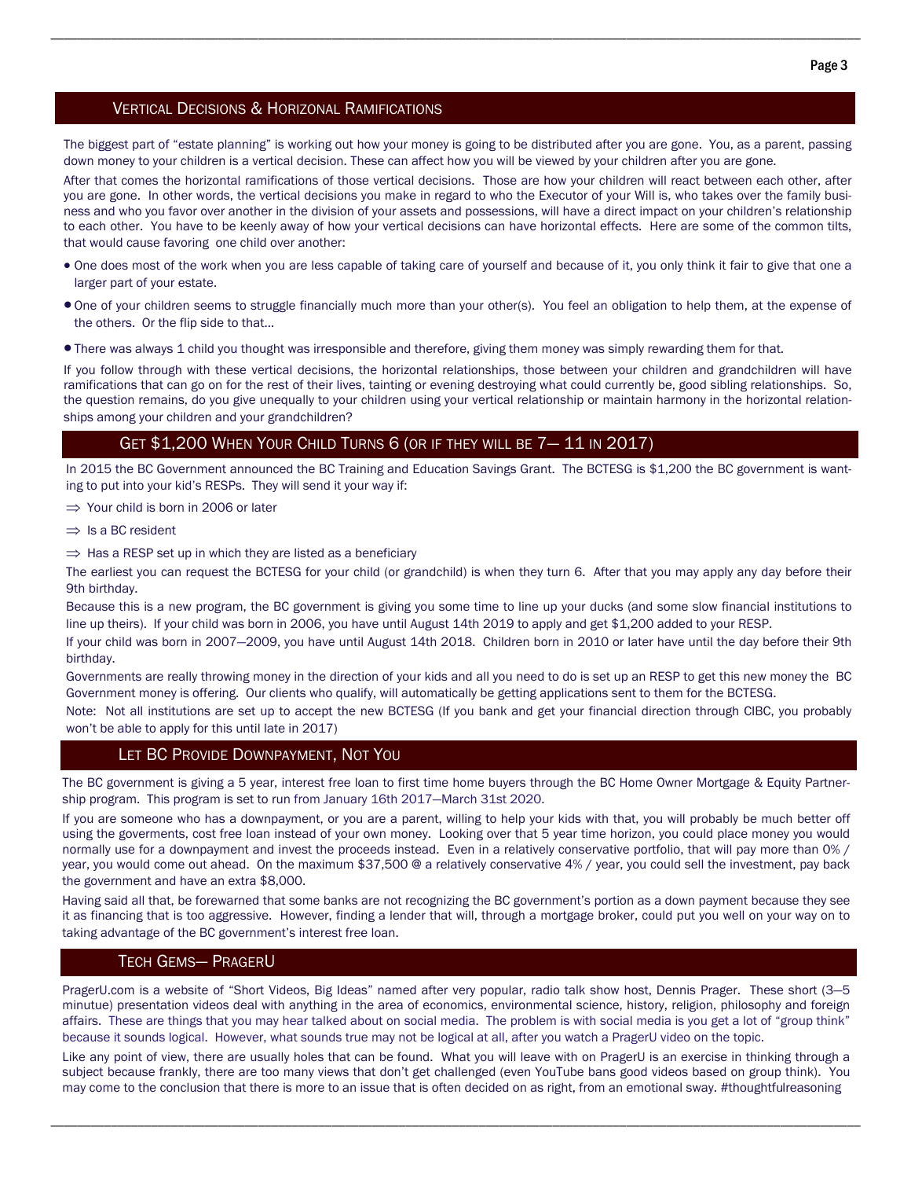## Vertical Decisions & Horizonal Ramifications

The biggest part of "estate planning" is working out how your money is going to be distributed after you are gone. You, as a parent, passing down money to your children is a vertical decision. These can affect how you will be viewed by your children after you are gone.

After that comes the horizontal ramifications of those vertical decisions. Those are how your children will react between each other, after you are gone. In other words, the vertical decisions you make in regard to who the Executor of your Will is, who takes over the family business and who you favor over another in the division of your assets and possessions, will have a direct impact on your children's relationship to each other. You have to be keenly away of how your vertical decisions can have horizontal effects. Here are some of the common tilts, that would cause favoring one child over another:

- One does most of the work when you are less capable of taking care of yourself and because of it, you only think it fair to give that one a larger part of your estate.
- One of your children seems to struggle financially much more than your other(s). You feel an obligation to help them, at the expense of the others. Or the flip side to that…
- There was always 1 child you thought was irresponsible and therefore, giving them money was simply rewarding them for that.

If you follow through with these vertical decisions, the horizontal relationships, those between your children and grandchildren will have ramifications that can go on for the rest of their lives, tainting or evening destroying what could currently be, good sibling relationships. So, the question remains, do you give unequally to your children using your vertical relationship or maintain harmony in the horizontal relationships among your children and your grandchildren?

## Get $1,200 When Your Child Turns 6 (or if they will be 7— 11 in 2017)

In 2015 the BC Government announced the BC Training and Education Savings Grant. The BCTESG is $1,200 the BC government is wanting to put into your kid's RESPs. They will send it your way if:

- ⇒ Your child is born in 2006 or later
- ⇒ Is a BC resident
- ⇒ Has a RESP set up in which they are listed as a beneficiary

The earliest you can request the BCTESG for your child (or grandchild) is when they turn 6. After that you may apply any day before their 9th birthday.

Because this is a new program, the BC government is giving you some time to line up your ducks (and some slow financial institutions to line up theirs). If your child was born in 2006, you have until August 14th 2019 to apply and get $1,200 added to your RESP.

If your child was born in 2007—2009, you have until August 14th 2018. Children born in 2010 or later have until the day before their 9th birthday.

Governments are really throwing money in the direction of your kids and all you need to do is set up an RESP to get this new money the BC Government money is offering. Our clients who qualify, will automatically be getting applications sent to them for the BCTESG.

Note: Not all institutions are set up to accept the new BCTESG (If you bank and get your financial direction through CIBC, you probably won't be able to apply for this until late in 2017)

## Let BC Provide Downpayment, Not You

The BC government is giving a 5 year, interest free loan to first time home buyers through the BC Home Owner Mortgage & Equity Partnership program. This program is set to run from January 16th 2017—March 31st 2020.

If you are someone who has a downpayment, or you are a parent, willing to help your kids with that, you will probably be much better off using the goverments, cost free loan instead of your own money. Looking over that 5 year time horizon, you could place money you would normally use for a downpayment and invest the proceeds instead. Even in a relatively conservative portfolio, that will pay more than 0% / year, you would come out ahead. On the maximum $37,500 @ a relatively conservative 4% / year, you could sell the investment, pay back the government and have an extra $8,000.

Having said all that, be forewarned that some banks are not recognizing the BC government's portion as a down payment because they see it as financing that is too aggressive. However, finding a lender that will, through a mortgage broker, could put you well on your way on to taking advantage of the BC government's interest free loan.

## Tech Gems— PragerU

PragerU.com is a website of "Short Videos, Big Ideas" named after very popular, radio talk show host, Dennis Prager. These short (3—5 minutue) presentation videos deal with anything in the area of economics, environmental science, history, religion, philosophy and foreign affairs. These are things that you may hear talked about on social media. The problem is with social media is you get a lot of "group think" because it sounds logical. However, what sounds true may not be logical at all, after you watch a PragerU video on the topic.

Like any point of view, there are usually holes that can be found. What you will leave with on PragerU is an exercise in thinking through a subject because frankly, there are too many views that don't get challenged (even YouTube bans good videos based on group think). You may come to the conclusion that there is more to an issue that is often decided on as right, from an emotional sway. #thoughtfulreasoning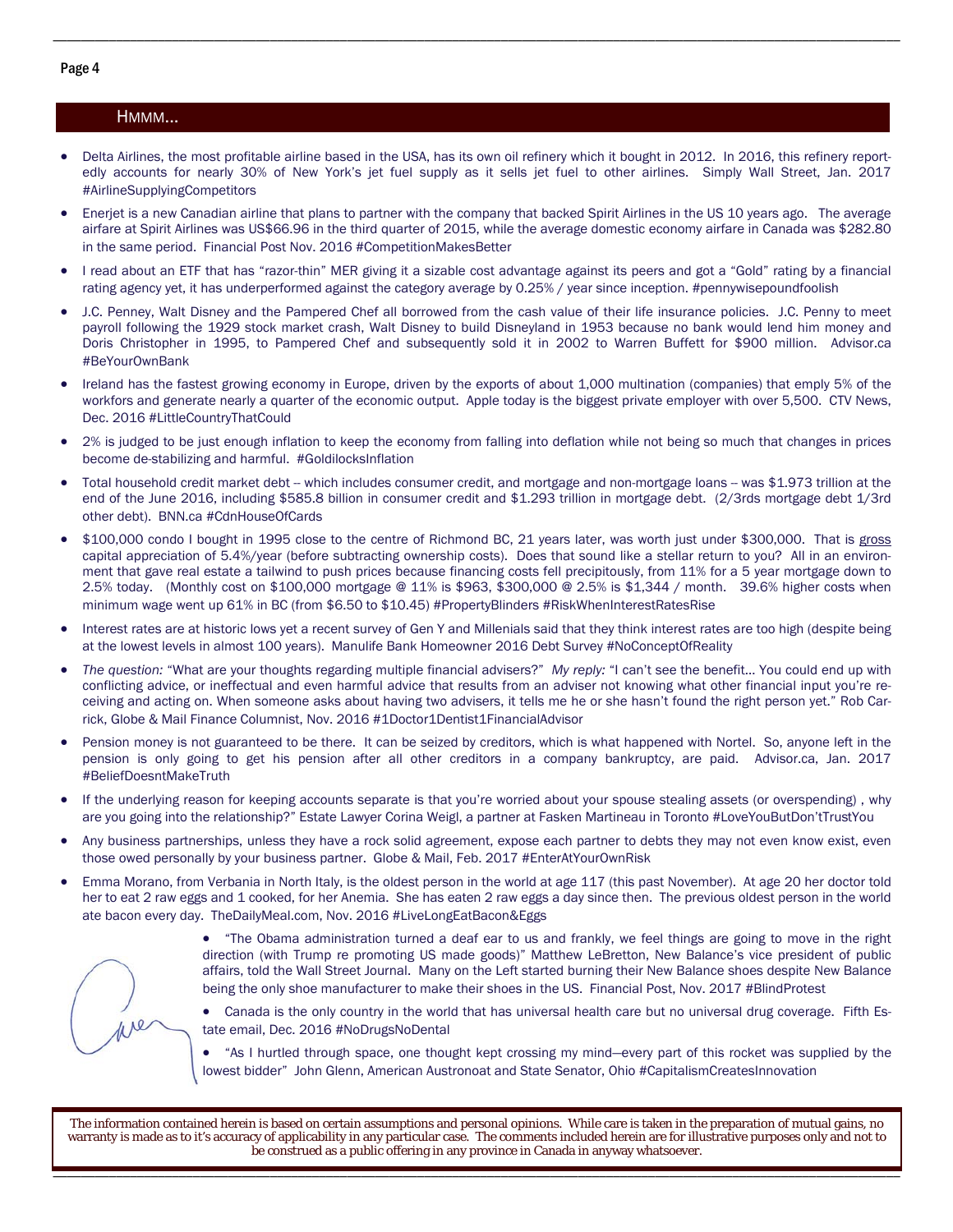## Hmmm...

- Delta Airlines, the most profitable airline based in the USA, has its own oil refinery which it bought in 2012. In 2016, this refinery reportedly accounts for nearly 30% of New York's jet fuel supply as it sells jet fuel to other airlines. Simply Wall Street, Jan. 2017 #AirlineSupplyingCompetitors
- Enerjet is a new Canadian airline that plans to partner with the company that backed Spirit Airlines in the US 10 years ago. The average airfare at Spirit Airlines was US$66.96 in the third quarter of 2015, while the average domestic economy airfare in Canada was $282.80 in the same period. Financial Post Nov. 2016 #CompetitionMakesBetter
- I read about an ETF that has "razor-thin" MER giving it a sizable cost advantage against its peers and got a "Gold" rating by a financial rating agency yet, it has underperformed against the category average by 0.25% / year since inception. #pennywisepoundfoolish
- J.C. Penney, Walt Disney and the Pampered Chef all borrowed from the cash value of their life insurance policies. J.C. Penny to meet payroll following the 1929 stock market crash, Walt Disney to build Disneyland in 1953 because no bank would lend him money and Doris Christopher in 1995, to Pampered Chef and subsequently sold it in 2002 to Warren Buffett for $900 million. Advisor.ca #BeYourOwnBank
- Ireland has the fastest growing economy in Europe, driven by the exports of about 1,000 multination (companies) that emply 5% of the workfors and generate nearly a quarter of the economic output. Apple today is the biggest private employer with over 5,500. CTV News, Dec. 2016 #LittleCountryThatCould
- 2% is judged to be just enough inflation to keep the economy from falling into deflation while not being so much that changes in prices become de-stabilizing and harmful. #GoldilocksInflation
- Total household credit market debt -- which includes consumer credit, and mortgage and non-mortgage loans -- was $1.973 trillion at the end of the June 2016, including $585.8 billion in consumer credit and $1.293 trillion in mortgage debt. (2/3rds mortgage debt 1/3rd other debt). BNN.ca #CdnHouseOfCards
- $100,000 condo I bought in 1995 close to the centre of Richmond BC, 21 years later, was worth just under $300,000. That is <u>gross</u> capital appreciation of 5.4%/year (before subtracting ownership costs). Does that sound like a stellar return to you? All in an environment that gave real estate a tailwind to push prices because financing costs fell precipitously, from 11% for a 5 year mortgage down to 2.5% today. (Monthly cost on $100,000 mortgage @ 11% is $963, $300,000 @ 2.5% is $1,344 / month. 39.6% higher costs when minimum wage went up 61% in BC (from $6.50 to $10.45) #PropertyBlinders #RiskWhenInterestRatesRise
- Interest rates are at historic lows yet a recent survey of Gen Y and Millenials said that they think interest rates are too high (despite being at the lowest levels in almost 100 years). Manulife Bank Homeowner 2016 Debt Survey #NoConceptOfReality
- *The question:* "What are your thoughts regarding multiple financial advisers?" *My reply:* "I can't see the benefit… You could end up with conflicting advice, or ineffectual and even harmful advice that results from an adviser not knowing what other financial input you're receiving and acting on. When someone asks about having two advisers, it tells me he or she hasn't found the right person yet." Rob Carrick, Globe & Mail Finance Columnist, Nov. 2016 #1Doctor1Dentist1FinancialAdvisor
- Pension money is not guaranteed to be there. It can be seized by creditors, which is what happened with Nortel. So, anyone left in the pension is only going to get his pension after all other creditors in a company bankruptcy, are paid. Advisor.ca, Jan. 2017 #BeliefDoesntMakeTruth
- If the underlying reason for keeping accounts separate is that you're worried about your spouse stealing assets (or overspending) , why are you going into the relationship?" Estate Lawyer Corina Weigl, a partner at Fasken Martineau in Toronto #LoveYouButDon'tTrustYou
- Any business partnerships, unless they have a rock solid agreement, expose each partner to debts they may not even know exist, even those owed personally by your business partner. Globe & Mail, Feb. 2017 #EnterAtYourOwnRisk
- Emma Morano, from Verbania in North Italy, is the oldest person in the world at age 117 (this past November). At age 20 her doctor told her to eat 2 raw eggs and 1 cooked, for her Anemia. She has eaten 2 raw eggs a day since then. The previous oldest person in the world ate bacon every day. TheDailyMeal.com, Nov. 2016 #LiveLongEatBacon&Eggs
- "The Obama administration turned a deaf ear to us and frankly, we feel things are going to move in the right direction (with Trump re promoting US made goods)" Matthew LeBretton, New Balance's vice president of public affairs, told the Wall Street Journal. Many on the Left started burning their New Balance shoes despite New Balance being the only shoe manufacturer to make their shoes in the US. Financial Post, Nov. 2017 #BlindProtest
- Canada is the only country in the world that has universal health care but no universal drug coverage. Fifth Estate email, Dec. 2016 #NoDrugsNoDental
- "As I hurtled through space, one thought kept crossing my mind—every part of this rocket was supplied by the lowest bidder" John Glenn, American Astronoat and State Senator, Ohio #CapitalismCreatesInnovation

The information contained herein is based on certain assumptions and personal opinions. While care is taken in the preparation of mutual gains, no warranty is made as to it's accuracy of applicability in any particular case. The comments included herein are for illustrative purposes only and not to be construed as a public offering in any province in Canada in anyway whatsoever.